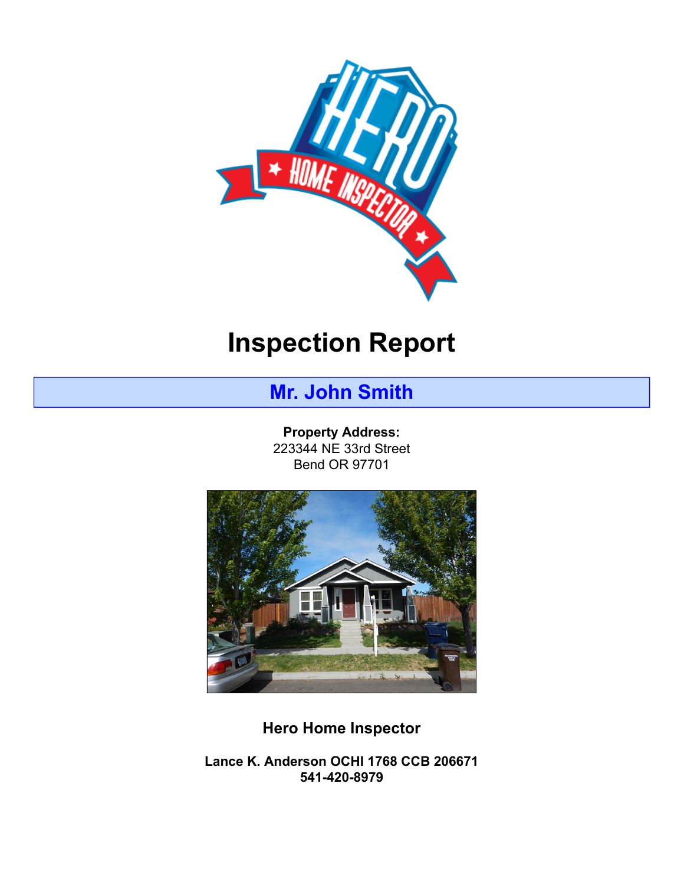# Inspection Report

## Mr. John Smith

**Property Address:**
223344 NE 33rd Street
Bend OR 97701

**Hero Home Inspector**

**Lance K. Anderson OCHI 1768 CCB 206671**
**541-420-8979**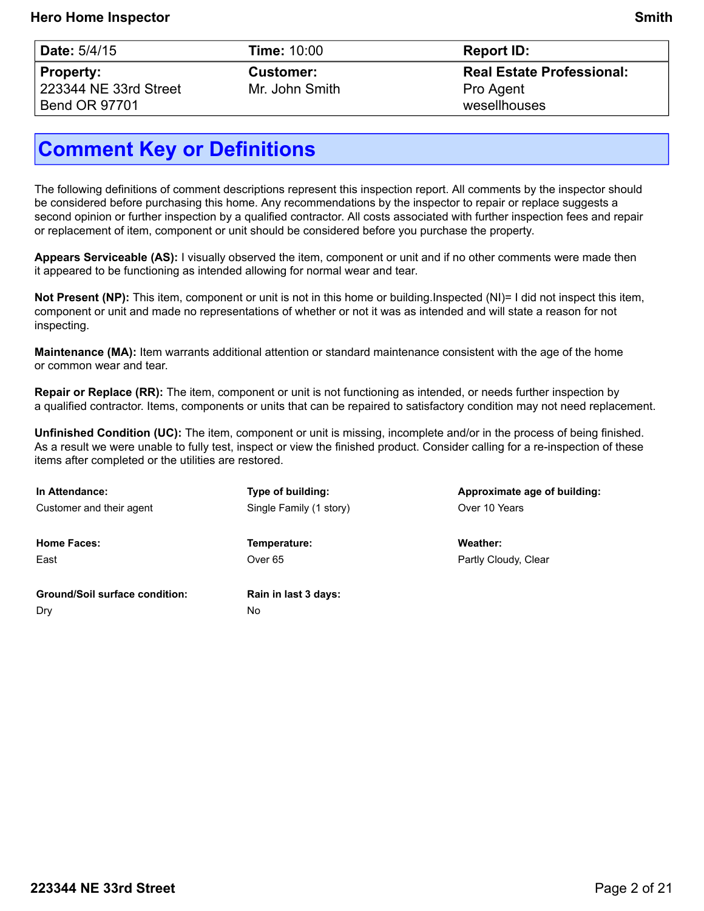| Date: 5/4/15 | Time: 10:00 | Report ID: |
| --- | --- | --- |
| **Property:** 223344 NE 33rd Street Bend OR 97701 | **Customer:** Mr. John Smith | **Real Estate Professional:** Pro Agent wesellhouses |

# Comment Key or Definitions

The following definitions of comment descriptions represent this inspection report. All comments by the inspector should be considered before purchasing this home. Any recommendations by the inspector to repair or replace suggests a second opinion or further inspection by a qualified contractor. All costs associated with further inspection fees and repair or replacement of item, component or unit should be considered before you purchase the property.

**Appears Serviceable (AS):** I visually observed the item, component or unit and if no other comments were made then it appeared to be functioning as intended allowing for normal wear and tear.

**Not Present (NP):** This item, component or unit is not in this home or building.Inspected (NI)= I did not inspect this item, component or unit and made no representations of whether or not it was as intended and will state a reason for not inspecting.

**Maintenance (MA):** Item warrants additional attention or standard maintenance consistent with the age of the home or common wear and tear.

**Repair or Replace (RR):** The item, component or unit is not functioning as intended, or needs further inspection by a qualified contractor. Items, components or units that can be repaired to satisfactory condition may not need replacement.

**Unfinished Condition (UC):** The item, component or unit is missing, incomplete and/or in the process of being finished. As a result we were unable to fully test, inspect or view the finished product. Consider calling for a re-inspection of these items after completed or the utilities are restored.

**In Attendance:**
Customer and their agent

**Type of building:**
Single Family (1 story)

**Approximate age of building:**
Over 10 Years

**Home Faces:**
East

**Temperature:**
Over 65

**Weather:**
Partly Cloudy, Clear

**Ground/Soil surface condition:**
Dry

**Rain in last 3 days:**
No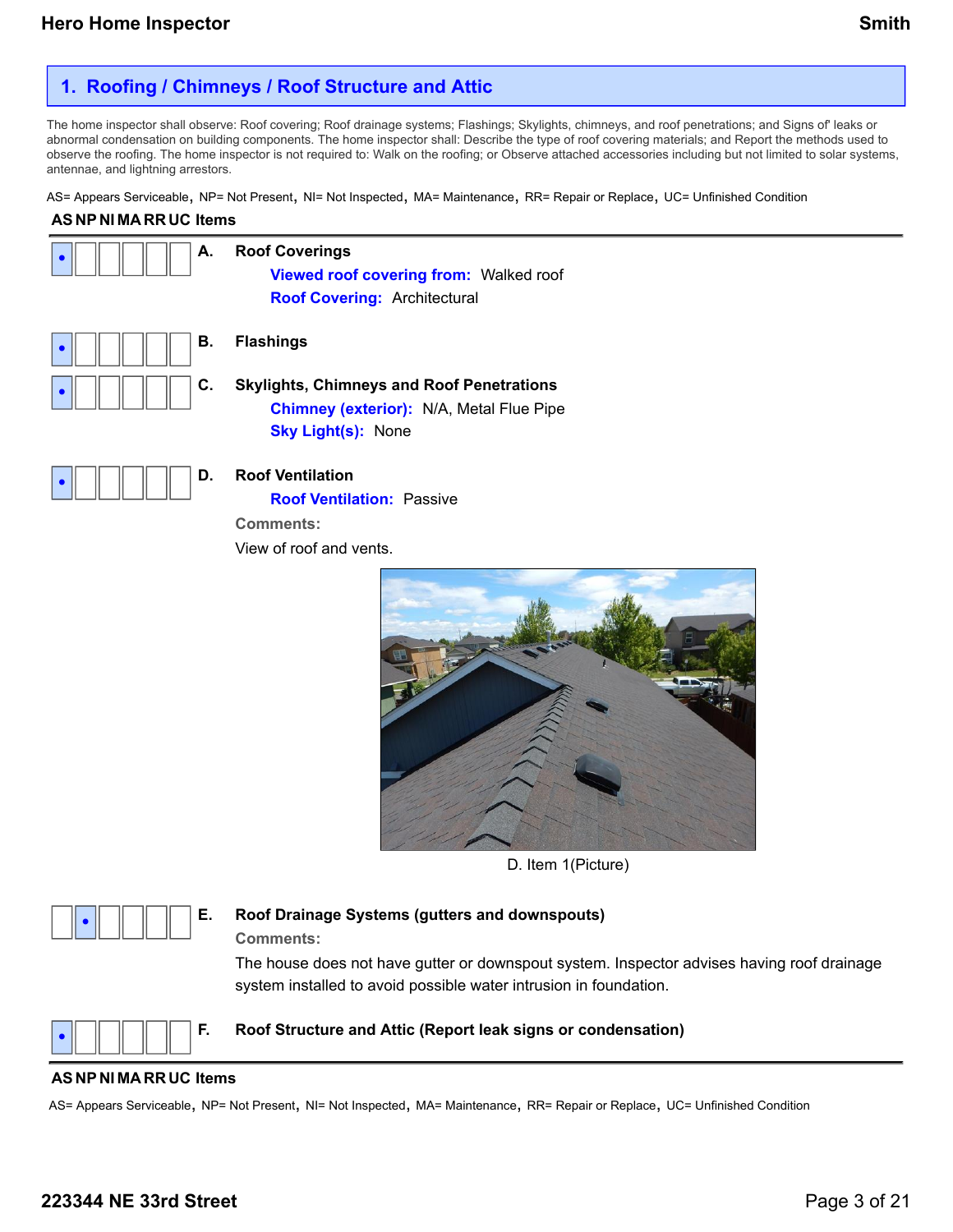## 1. Roofing / Chimneys / Roof Structure and Attic

The home inspector shall observe: Roof covering; Roof drainage systems; Flashings; Skylights, chimneys, and roof penetrations; and Signs of' leaks or abnormal condensation on building components. The home inspector shall: Describe the type of roof covering materials; and Report the methods used to observe the roofing. The home inspector is not required to: Walk on the roofing; or Observe attached accessories including but not limited to solar systems, antennae, and lightning arrestors.

AS= Appears Serviceable, NP= Not Present, NI= Not Inspected, MA= Maintenance, RR= Repair or Replace, UC= Unfinished Condition

| AS | NP | NI | MA | RR | UC | Items |
|---|---|---|---|---|---|---|
| • | | | | | | **A. Roof Coverings** |
| • | | | | | | **B. Flashings** |
| • | | | | | | **C. Skylights, Chimneys and Roof Penetrations** |
| • | | | | | | **D. Roof Ventilation** |
| | • | | | | | **E. Roof Drainage Systems (gutters and downspouts)** |
| • | | | | | | **F. Roof Structure and Attic (Report leak signs or condensation)** |

**A. Roof Coverings**

**Viewed roof covering from:** Walked roof

**Roof Covering:** Architectural

**B. Flashings**

**C. Skylights, Chimneys and Roof Penetrations**

**Chimney (exterior):** N/A, Metal Flue Pipe

**Sky Light(s):** None

**D. Roof Ventilation**

**Roof Ventilation:** Passive

**Comments:**

View of roof and vents.

D. Item 1(Picture)

**E. Roof Drainage Systems (gutters and downspouts)**

**Comments:**

The house does not have gutter or downspout system. Inspector advises having roof drainage system installed to avoid possible water intrusion in foundation.

**F. Roof Structure and Attic (Report leak signs or condensation)**

AS= Appears Serviceable, NP= Not Present, NI= Not Inspected, MA= Maintenance, RR= Repair or Replace, UC= Unfinished Condition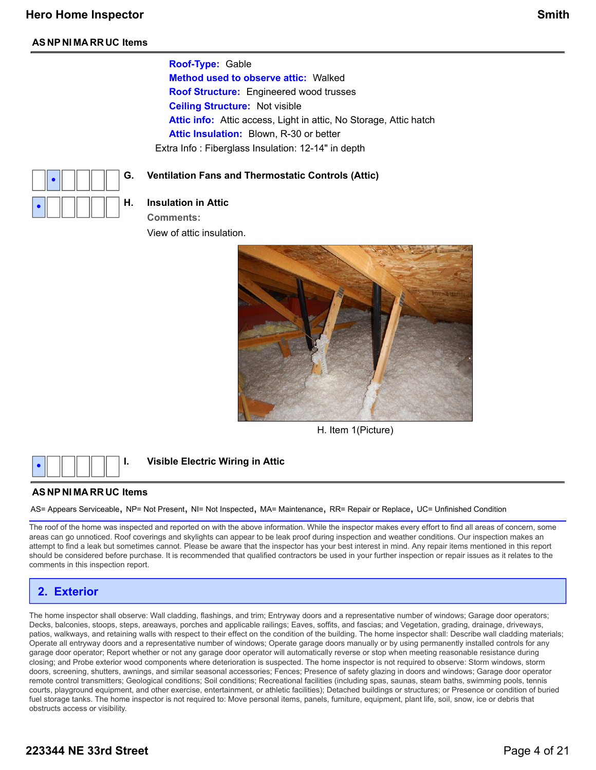**AS NP NI MA RR UC Items**

**Roof-Type:** Gable
**Method used to observe attic:** Walked
**Roof Structure:** Engineered wood trusses
**Ceiling Structure:** Not visible
**Attic info:** Attic access, Light in attic, No Storage, Attic hatch
**Attic Insulation:** Blown, R-30 or better
Extra Info : Fiberglass Insulation: 12-14" in depth

| AS | NP | NI | MA | RR | UC | Item |
|---|---|---|---|---|---|---|
| | • | | | | | **G. Ventilation Fans and Thermostatic Controls (Attic)** |
| • | | | | | | **H. Insulation in Attic** |

**Comments:**

View of attic insulation.

H. Item 1(Picture)

| AS | NP | NI | MA | RR | UC | Item |
|---|---|---|---|---|---|---|
| • | | | | | | **I. Visible Electric Wiring in Attic** |

**AS NP NI MA RR UC Items**

AS= Appears Serviceable, NP= Not Present, NI= Not Inspected, MA= Maintenance, RR= Repair or Replace, UC= Unfinished Condition

The roof of the home was inspected and reported on with the above information. While the inspector makes every effort to find all areas of concern, some areas can go unnoticed. Roof coverings and skylights can appear to be leak proof during inspection and weather conditions. Our inspection makes an attempt to find a leak but sometimes cannot. Please be aware that the inspector has your best interest in mind. Any repair items mentioned in this report should be considered before purchase. It is recommended that qualified contractors be used in your further inspection or repair issues as it relates to the comments in this inspection report.

## 2. Exterior

The home inspector shall observe: Wall cladding, flashings, and trim; Entryway doors and a representative number of windows; Garage door operators; Decks, balconies, stoops, steps, areaways, porches and applicable railings; Eaves, soffits, and fascias; and Vegetation, grading, drainage, driveways, patios, walkways, and retaining walls with respect to their effect on the condition of the building. The home inspector shall: Describe wall cladding materials; Operate all entryway doors and a representative number of windows; Operate garage doors manually or by using permanently installed controls for any garage door operator; Report whether or not any garage door operator will automatically reverse or stop when meeting reasonable resistance during closing; and Probe exterior wood components where deterioration is suspected. The home inspector is not required to observe: Storm windows, storm doors, screening, shutters, awnings, and similar seasonal accessories; Fences; Presence of safety glazing in doors and windows; Garage door operator remote control transmitters; Geological conditions; Soil conditions; Recreational facilities (including spas, saunas, steam baths, swimming pools, tennis courts, playground equipment, and other exercise, entertainment, or athletic facilities); Detached buildings or structures; or Presence or condition of buried fuel storage tanks. The home inspector is not required to: Move personal items, panels, furniture, equipment, plant life, soil, snow, ice or debris that obstructs access or visibility.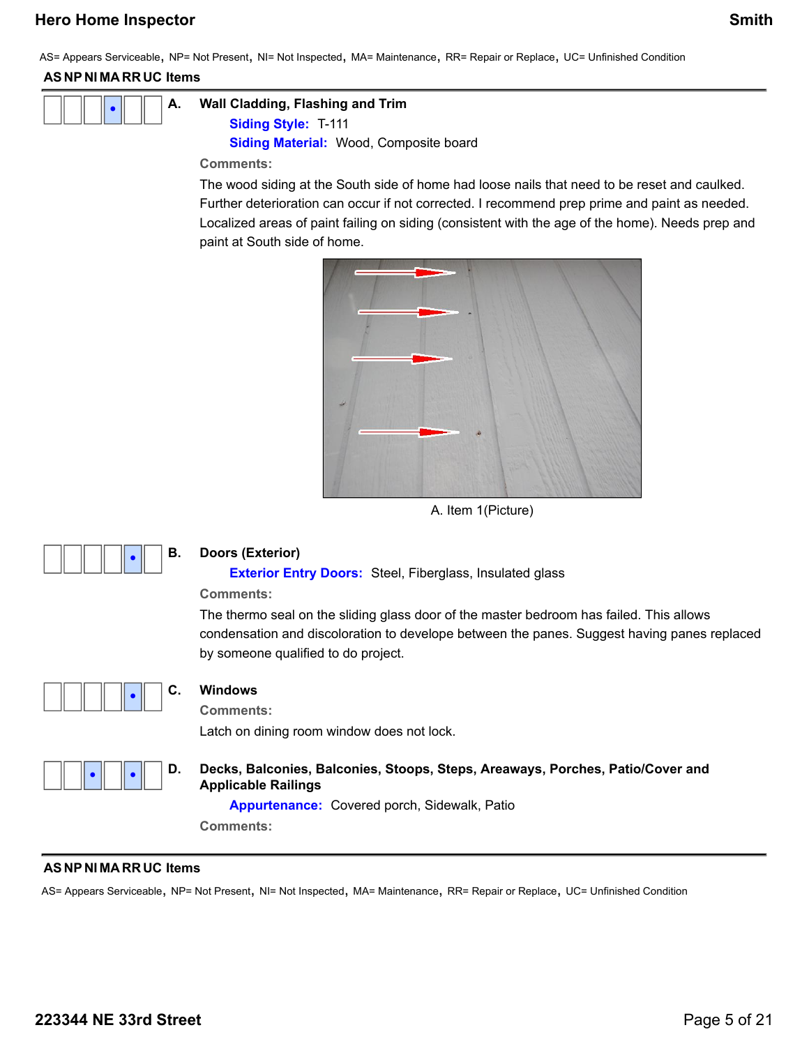AS= Appears Serviceable, NP= Not Present, NI= Not Inspected, MA= Maintenance, RR= Repair or Replace, UC= Unfinished Condition

| AS | NP | NI | MA | RR | UC | Items |
|---|---|---|---|---|---|---|
| | | | • | | | **A. Wall Cladding, Flashing and Trim** |

**Siding Style:** T-111

**Siding Material:** Wood, Composite board

**Comments:**

The wood siding at the South side of home had loose nails that need to be reset and caulked. Further deterioration can occur if not corrected. I recommend prep prime and paint as needed. Localized areas of paint failing on siding (consistent with the age of the home). Needs prep and paint at South side of home.

A. Item 1(Picture)

| AS | NP | NI | MA | RR | UC | Items |
|---|---|---|---|---|---|---|
| | | | | • | | **B. Doors (Exterior)** |

**Exterior Entry Doors:** Steel, Fiberglass, Insulated glass

**Comments:**

The thermo seal on the sliding glass door of the master bedroom has failed. This allows condensation and discoloration to develope between the panes. Suggest having panes replaced by someone qualified to do project.

| AS | NP | NI | MA | RR | UC | Items |
|---|---|---|---|---|---|---|
| | | | | • | | **C. Windows** |

**Comments:**

Latch on dining room window does not lock.

| AS | NP | NI | MA | RR | UC | Items |
|---|---|---|---|---|---|---|
| | | • | | • | | **D. Decks, Balconies, Balconies, Stoops, Steps, Areaways, Porches, Patio/Cover and Applicable Railings** |

**Appurtenance:** Covered porch, Sidewalk, Patio

**Comments:**

AS NP NI MA RR UC Items

AS= Appears Serviceable, NP= Not Present, NI= Not Inspected, MA= Maintenance, RR= Repair or Replace, UC= Unfinished Condition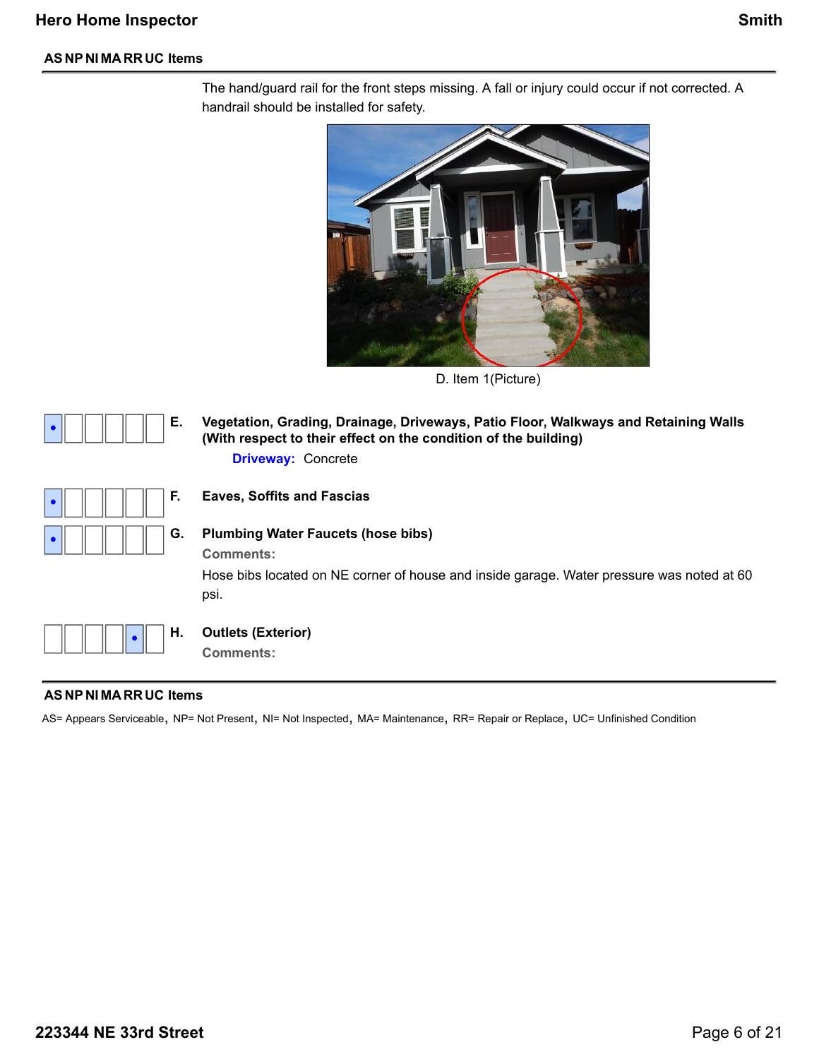**AS NP NI MA RR UC Items**

The hand/guard rail for the front steps missing. A fall or injury could occur if not corrected. A handrail should be installed for safety.

D. Item 1(Picture)

| AS | NP | NI | MA | RR | UC | | Item |
|---|---|---|---|---|---|---|---|
| • | | | | | | E. | **Vegetation, Grading, Drainage, Driveways, Patio Floor, Walkways and Retaining Walls (With respect to their effect on the condition of the building)** |
| • | | | | | | F. | **Eaves, Soffits and Fascias** |
| • | | | | | | G. | **Plumbing Water Faucets (hose bibs)** |
| | | | | • | | H. | **Outlets (Exterior)** |

**E. Vegetation, Grading, Drainage, Driveways, Patio Floor, Walkways and Retaining Walls (With respect to their effect on the condition of the building)**

**Driveway:** Concrete

**F. Eaves, Soffits and Fascias**

**G. Plumbing Water Faucets (hose bibs)**

**Comments:**

Hose bibs located on NE corner of house and inside garage. Water pressure was noted at 60 psi.

**H. Outlets (Exterior)**

**Comments:**

**AS NP NI MA RR UC Items**

AS= Appears Serviceable, NP= Not Present, NI= Not Inspected, MA= Maintenance, RR= Repair or Replace, UC= Unfinished Condition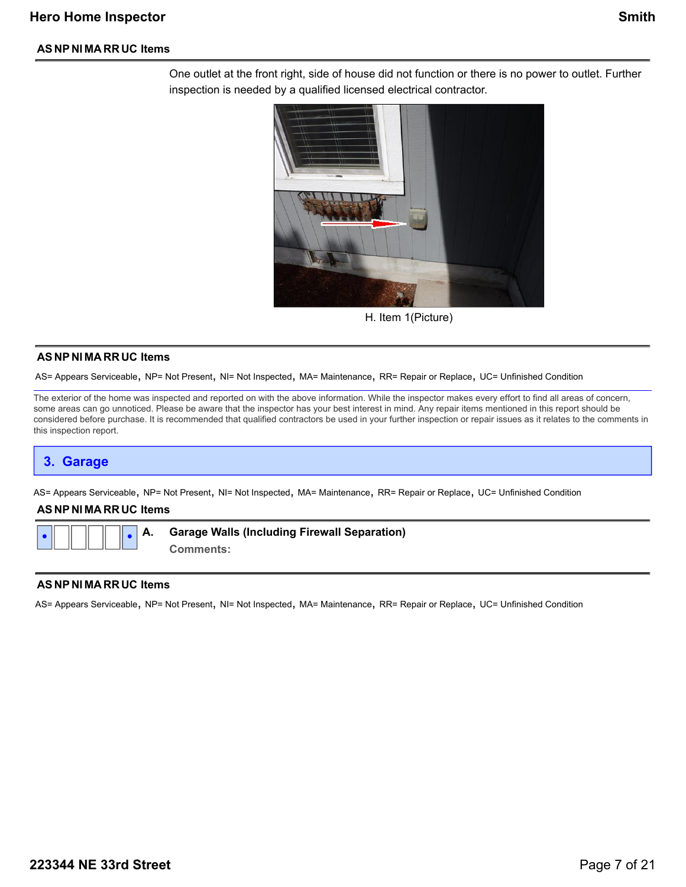**AS NP NI MA RR UC Items**

One outlet at the front right, side of house did not function or there is no power to outlet. Further inspection is needed by a qualified licensed electrical contractor.

H. Item 1(Picture)

**AS NP NI MA RR UC Items**

AS= Appears Serviceable, NP= Not Present, NI= Not Inspected, MA= Maintenance, RR= Repair or Replace, UC= Unfinished Condition

The exterior of the home was inspected and reported on with the above information. While the inspector makes every effort to find all areas of concern, some areas can go unnoticed. Please be aware that the inspector has your best interest in mind. Any repair items mentioned in this report should be considered before purchase. It is recommended that qualified contractors be used in your further inspection or repair issues as it relates to the comments in this inspection report.

## 3. Garage

AS= Appears Serviceable, NP= Not Present, NI= Not Inspected, MA= Maintenance, RR= Repair or Replace, UC= Unfinished Condition

| AS | NP | NI | MA | RR | UC | Items |
|---|---|---|---|---|---|---|
| • | | | | | • | **A. Garage Walls (Including Firewall Separation)**<br>Comments: |

**AS NP NI MA RR UC Items**

AS= Appears Serviceable, NP= Not Present, NI= Not Inspected, MA= Maintenance, RR= Repair or Replace, UC= Unfinished Condition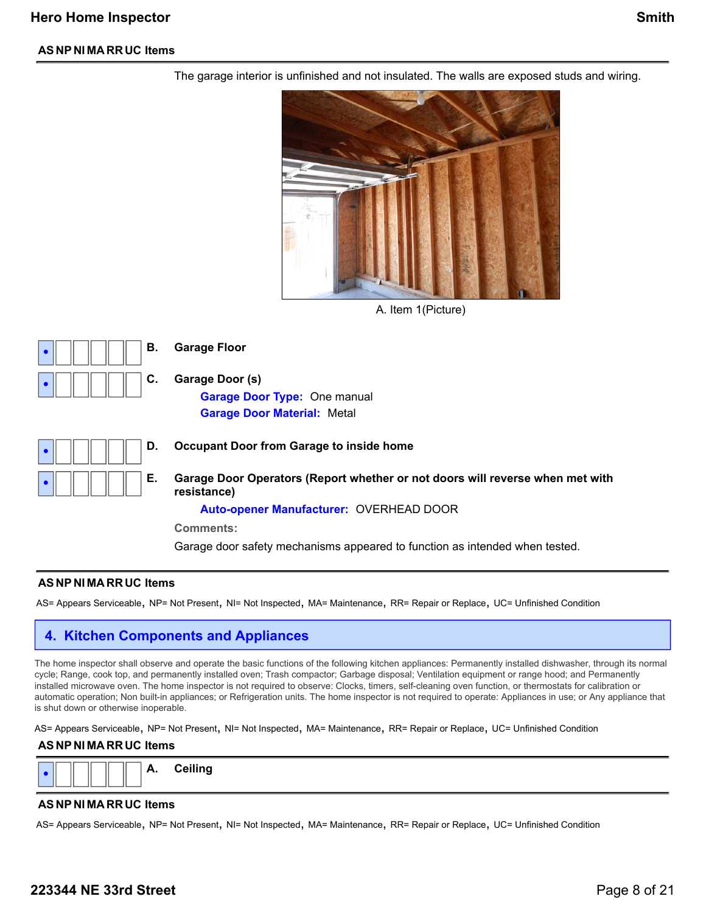**AS NP NI MA RR UC Items**

The garage interior is unfinished and not insulated. The walls are exposed studs and wiring.

A. Item 1(Picture)

| AS | NP | NI | MA | RR | UC | Items |
|---|---|---|---|---|---|---|
| • | | | | | | **B. Garage Floor** |
| • | | | | | | **C. Garage Door (s)** |
| • | | | | | | **D. Occupant Door from Garage to inside home** |
| • | | | | | | **E. Garage Door Operators (Report whether or not doors will reverse when met with resistance)** |

**C. Garage Door (s)**

**Garage Door Type:** One manual
**Garage Door Material:** Metal

**E. Garage Door Operators (Report whether or not doors will reverse when met with resistance)**

**Auto-opener Manufacturer:** OVERHEAD DOOR

**Comments:**

Garage door safety mechanisms appeared to function as intended when tested.

**AS NP NI MA RR UC Items**

AS= Appears Serviceable, NP= Not Present, NI= Not Inspected, MA= Maintenance, RR= Repair or Replace, UC= Unfinished Condition

## 4. Kitchen Components and Appliances

The home inspector shall observe and operate the basic functions of the following kitchen appliances: Permanently installed dishwasher, through its normal cycle; Range, cook top, and permanently installed oven; Trash compactor; Garbage disposal; Ventilation equipment or range hood; and Permanently installed microwave oven. The home inspector is not required to observe: Clocks, timers, self-cleaning oven function, or thermostats for calibration or automatic operation; Non built-in appliances; or Refrigeration units. The home inspector is not required to operate: Appliances in use; or Any appliance that is shut down or otherwise inoperable.

AS= Appears Serviceable, NP= Not Present, NI= Not Inspected, MA= Maintenance, RR= Repair or Replace, UC= Unfinished Condition

| AS | NP | NI | MA | RR | UC | Items |
|---|---|---|---|---|---|---|
| • | | | | | | **A. Ceiling** |

**AS NP NI MA RR UC Items**

AS= Appears Serviceable, NP= Not Present, NI= Not Inspected, MA= Maintenance, RR= Repair or Replace, UC= Unfinished Condition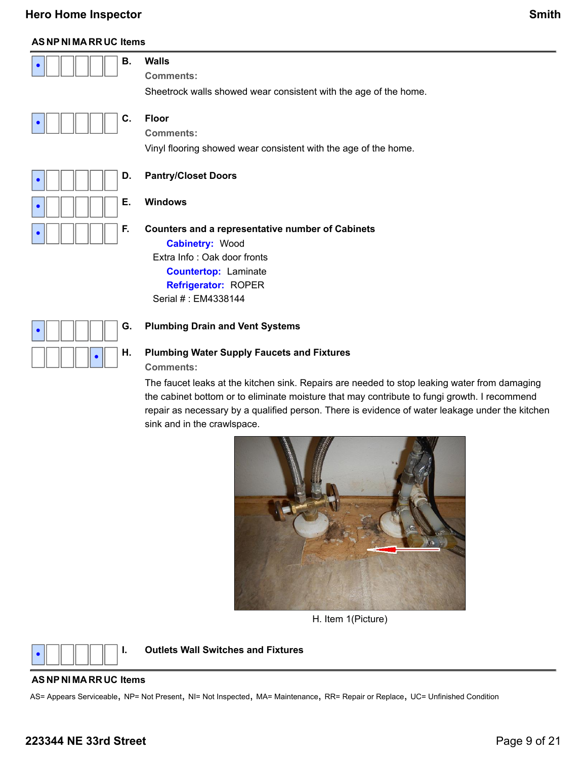| AS | NP | NI | MA | RR | UC | Items |
|---|---|---|---|---|---|---|
| • | | | | | | **B. Walls** |
| • | | | | | | **C. Floor** |
| • | | | | | | **D. Pantry/Closet Doors** |
| • | | | | | | **E. Windows** |
| • | | | | | | **F. Counters and a representative number of Cabinets** |
| • | | | | | | **G. Plumbing Drain and Vent Systems** |
| | | | | • | | **H. Plumbing Water Supply Faucets and Fixtures** |
| • | | | | | | **I. Outlets Wall Switches and Fixtures** |

**B. Walls**

Comments:

Sheetrock walls showed wear consistent with the age of the home.

**C. Floor**

Comments:

Vinyl flooring showed wear consistent with the age of the home.

**D. Pantry/Closet Doors**

**E. Windows**

**F. Counters and a representative number of Cabinets**

**Cabinetry:** Wood

Extra Info : Oak door fronts

**Countertop:** Laminate

**Refrigerator:** ROPER

Serial # : EM4338144

**G. Plumbing Drain and Vent Systems**

**H. Plumbing Water Supply Faucets and Fixtures**

Comments:

The faucet leaks at the kitchen sink. Repairs are needed to stop leaking water from damaging the cabinet bottom or to eliminate moisture that may contribute to fungi growth. I recommend repair as necessary by a qualified person. There is evidence of water leakage under the kitchen sink and in the crawlspace.

H. Item 1(Picture)

**I. Outlets Wall Switches and Fixtures**

AS= Appears Serviceable, NP= Not Present, NI= Not Inspected, MA= Maintenance, RR= Repair or Replace, UC= Unfinished Condition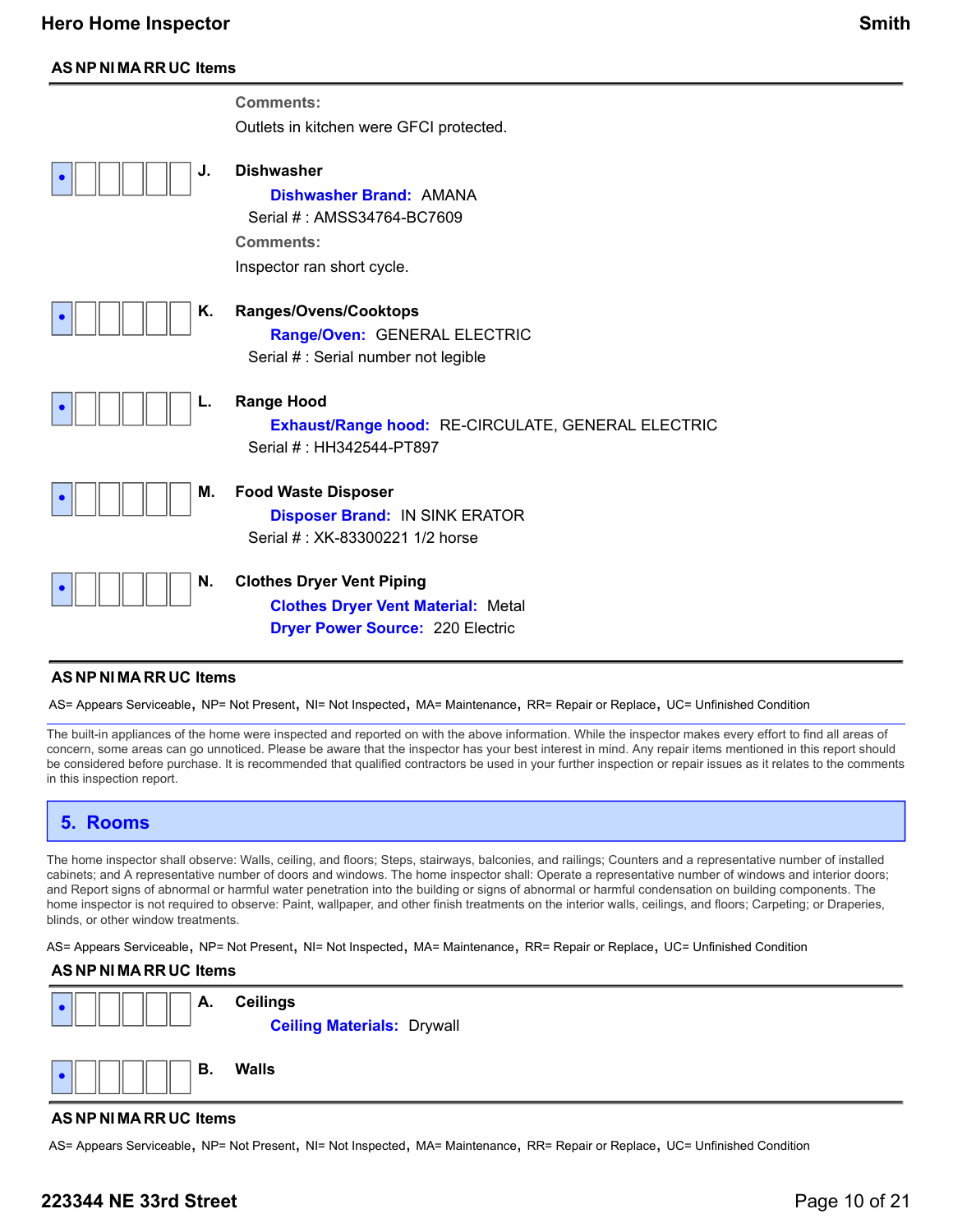| AS | NP | NI | MA | RR | UC | Items |
|---|---|---|---|---|---|---|

**Comments:**

Outlets in kitchen were GFCI protected.

| AS | NP | NI | MA | RR | UC | Items |
|---|---|---|---|---|---|---|
| • | | | | | | **J. Dishwasher** |

**Dishwasher Brand:** AMANA

Serial # : AMSS34764-BC7609

**Comments:**

Inspector ran short cycle.

| AS | NP | NI | MA | RR | UC | Items |
|---|---|---|---|---|---|---|
| • | | | | | | **K. Ranges/Ovens/Cooktops** |

**Range/Oven:** GENERAL ELECTRIC

Serial # : Serial number not legible

| AS | NP | NI | MA | RR | UC | Items |
|---|---|---|---|---|---|---|
| • | | | | | | **L. Range Hood** |

**Exhaust/Range hood:** RE-CIRCULATE, GENERAL ELECTRIC

Serial # : HH342544-PT897

| AS | NP | NI | MA | RR | UC | Items |
|---|---|---|---|---|---|---|
| • | | | | | | **M. Food Waste Disposer** |

**Disposer Brand:** IN SINK ERATOR

Serial # : XK-83300221 1/2 horse

| AS | NP | NI | MA | RR | UC | Items |
|---|---|---|---|---|---|---|
| • | | | | | | **N. Clothes Dryer Vent Piping** |

**Clothes Dryer Vent Material:** Metal

**Dryer Power Source:** 220 Electric

AS= Appears Serviceable, NP= Not Present, NI= Not Inspected, MA= Maintenance, RR= Repair or Replace, UC= Unfinished Condition

The built-in appliances of the home were inspected and reported on with the above information. While the inspector makes every effort to find all areas of concern, some areas can go unnoticed. Please be aware that the inspector has your best interest in mind. Any repair items mentioned in this report should be considered before purchase. It is recommended that qualified contractors be used in your further inspection or repair issues as it relates to the comments in this inspection report.

## 5. Rooms

The home inspector shall observe: Walls, ceiling, and floors; Steps, stairways, balconies, and railings; Counters and a representative number of installed cabinets; and A representative number of doors and windows. The home inspector shall: Operate a representative number of windows and interior doors; and Report signs of abnormal or harmful water penetration into the building or signs of abnormal or harmful condensation on building components. The home inspector is not required to observe: Paint, wallpaper, and other finish treatments on the interior walls, ceilings, and floors; Carpeting; or Draperies, blinds, or other window treatments.

AS= Appears Serviceable, NP= Not Present, NI= Not Inspected, MA= Maintenance, RR= Repair or Replace, UC= Unfinished Condition

| AS | NP | NI | MA | RR | UC | Items |
|---|---|---|---|---|---|---|
| • | | | | | | **A. Ceilings** |

**Ceiling Materials:** Drywall

| AS | NP | NI | MA | RR | UC | Items |
|---|---|---|---|---|---|---|
| • | | | | | | **B. Walls** |

AS= Appears Serviceable, NP= Not Present, NI= Not Inspected, MA= Maintenance, RR= Repair or Replace, UC= Unfinished Condition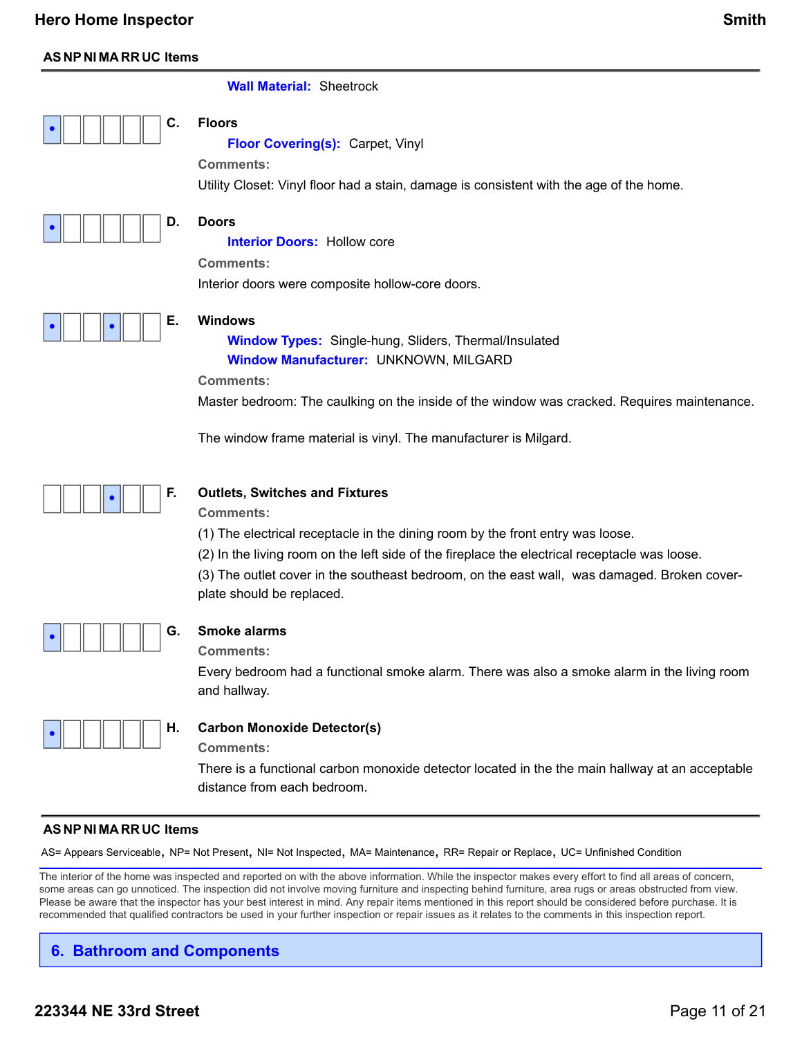**AS NP NI MA RR UC Items**

**Wall Material:** Sheetrock

| AS | NP | NI | MA | RR | UC | Items |
|---|---|---|---|---|---|---|
| • | | | | | | **C. Floors** |

**Floor Covering(s):** Carpet, Vinyl

**Comments:**

Utility Closet: Vinyl floor had a stain, damage is consistent with the age of the home.

| AS | NP | NI | MA | RR | UC | Items |
|---|---|---|---|---|---|---|
| • | | | | | | **D. Doors** |

**Interior Doors:** Hollow core

**Comments:**

Interior doors were composite hollow-core doors.

| AS | NP | NI | MA | RR | UC | Items |
|---|---|---|---|---|---|---|
| • | | | • | | | **E. Windows** |

**Window Types:** Single-hung, Sliders, Thermal/Insulated

**Window Manufacturer:** UNKNOWN, MILGARD

**Comments:**

Master bedroom: The caulking on the inside of the window was cracked. Requires maintenance.

The window frame material is vinyl. The manufacturer is Milgard.

| AS | NP | NI | MA | RR | UC | Items |
|---|---|---|---|---|---|---|
| | | | • | | | **F. Outlets, Switches and Fixtures** |

**Comments:**

(1) The electrical receptacle in the dining room by the front entry was loose.

(2) In the living room on the left side of the fireplace the electrical receptacle was loose.

(3) The outlet cover in the southeast bedroom, on the east wall, was damaged. Broken cover-plate should be replaced.

| AS | NP | NI | MA | RR | UC | Items |
|---|---|---|---|---|---|---|
| • | | | | | | **G. Smoke alarms** |

**Comments:**

Every bedroom had a functional smoke alarm. There was also a smoke alarm in the living room and hallway.

| AS | NP | NI | MA | RR | UC | Items |
|---|---|---|---|---|---|---|
| • | | | | | | **H. Carbon Monoxide Detector(s)** |

**Comments:**

There is a functional carbon monoxide detector located in the the main hallway at an acceptable distance from each bedroom.

**AS NP NI MA RR UC Items**

AS= Appears Serviceable, NP= Not Present, NI= Not Inspected, MA= Maintenance, RR= Repair or Replace, UC= Unfinished Condition

The interior of the home was inspected and reported on with the above information. While the inspector makes every effort to find all areas of concern, some areas can go unnoticed. The inspection did not involve moving furniture and inspecting behind furniture, area rugs or areas obstructed from view. Please be aware that the inspector has your best interest in mind. Any repair items mentioned in this report should be considered before purchase. It is recommended that qualified contractors be used in your further inspection or repair issues as it relates to the comments in this inspection report.

## 6. Bathroom and Components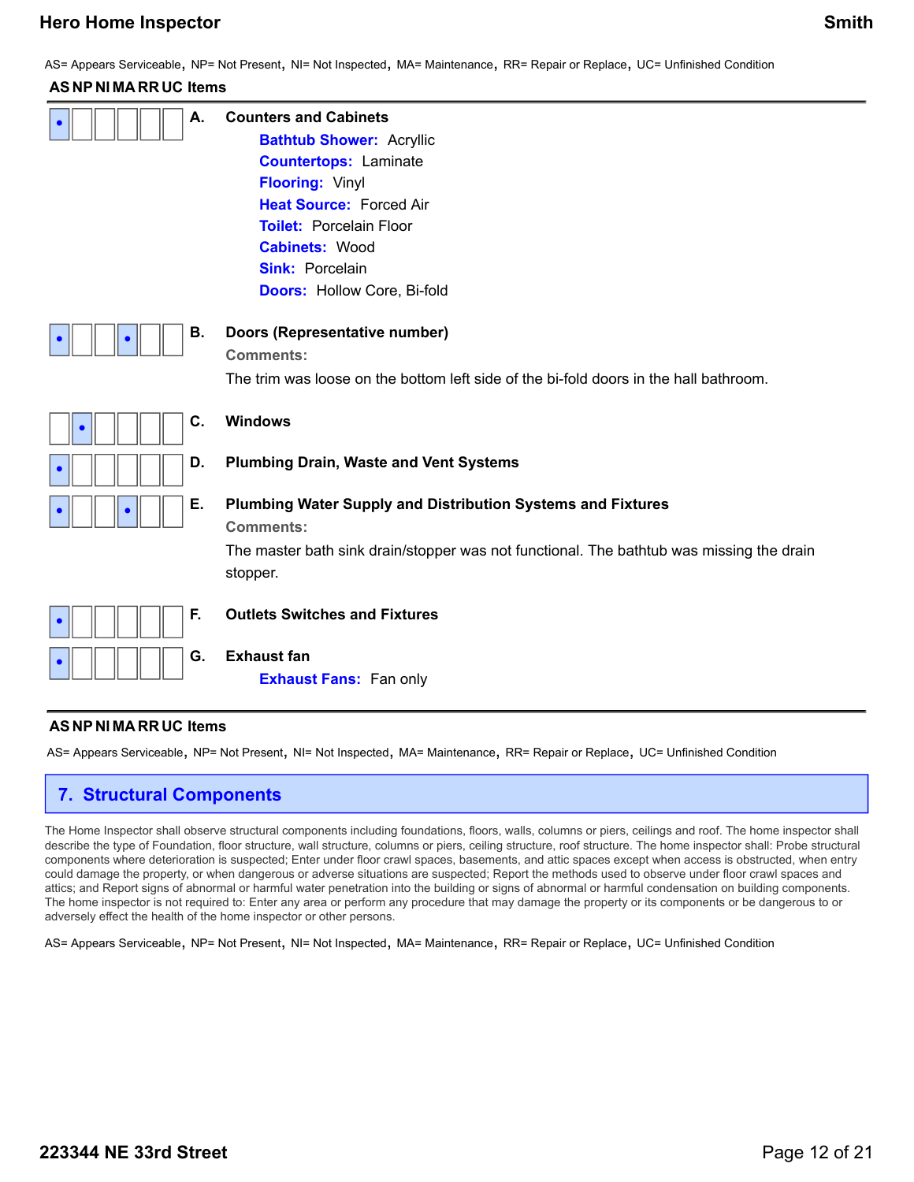AS= Appears Serviceable, NP= Not Present, NI= Not Inspected, MA= Maintenance, RR= Repair or Replace, UC= Unfinished Condition

| AS | NP | NI | MA | RR | UC | Items |
|---|---|---|---|---|---|---|
| • | | | | | | **A. Counters and Cabinets** |
| • | | | • | | | **B. Doors (Representative number)** |
| | • | | | | | **C. Windows** |
| • | | | | | | **D. Plumbing Drain, Waste and Vent Systems** |
| • | | | • | | | **E. Plumbing Water Supply and Distribution Systems and Fixtures** |
| • | | | | | | **F. Outlets Switches and Fixtures** |
| • | | | | | | **G. Exhaust fan** |

**A. Counters and Cabinets**

**Bathtub Shower:** Acryllic
**Countertops:** Laminate
**Flooring:** Vinyl
**Heat Source:** Forced Air
**Toilet:** Porcelain Floor
**Cabinets:** Wood
**Sink:** Porcelain
**Doors:** Hollow Core, Bi-fold

**B. Doors (Representative number)**

Comments:

The trim was loose on the bottom left side of the bi-fold doors in the hall bathroom.

**C. Windows**

**D. Plumbing Drain, Waste and Vent Systems**

**E. Plumbing Water Supply and Distribution Systems and Fixtures**

Comments:

The master bath sink drain/stopper was not functional. The bathtub was missing the drain stopper.

**F. Outlets Switches and Fixtures**

**G. Exhaust fan**

**Exhaust Fans:** Fan only

AS NP NI MA RR UC Items

AS= Appears Serviceable, NP= Not Present, NI= Not Inspected, MA= Maintenance, RR= Repair or Replace, UC= Unfinished Condition

## 7. Structural Components

The Home Inspector shall observe structural components including foundations, floors, walls, columns or piers, ceilings and roof. The home inspector shall describe the type of Foundation, floor structure, wall structure, columns or piers, ceiling structure, roof structure. The home inspector shall: Probe structural components where deterioration is suspected; Enter under floor crawl spaces, basements, and attic spaces except when access is obstructed, when entry could damage the property, or when dangerous or adverse situations are suspected; Report the methods used to observe under floor crawl spaces and attics; and Report signs of abnormal or harmful water penetration into the building or signs of abnormal or harmful condensation on building components. The home inspector is not required to: Enter any area or perform any procedure that may damage the property or its components or be dangerous to or adversely effect the health of the home inspector or other persons.

AS= Appears Serviceable, NP= Not Present, NI= Not Inspected, MA= Maintenance, RR= Repair or Replace, UC= Unfinished Condition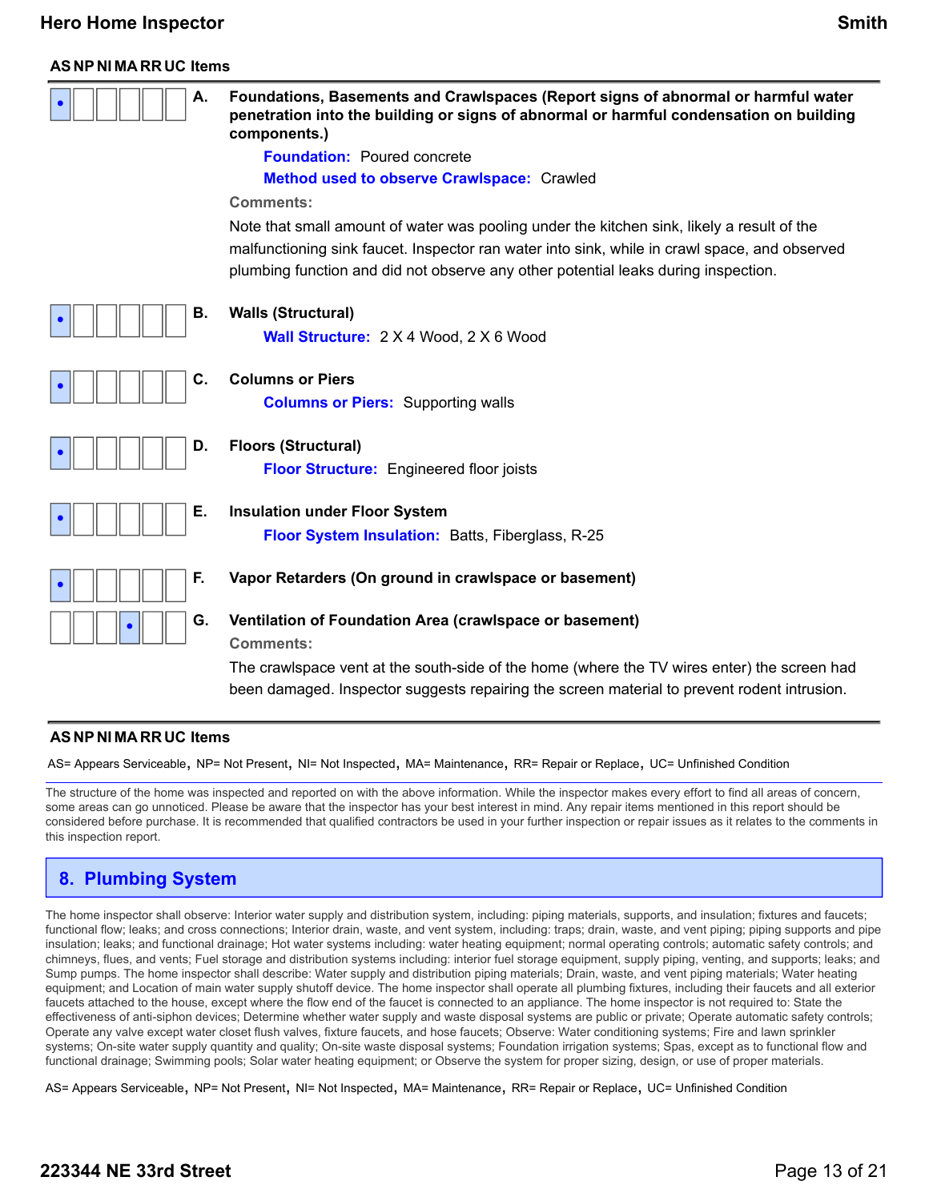| AS | NP | NI | MA | RR | UC | Items |
|---|---|---|---|---|---|---|
| • | | | | | | **A. Foundations, Basements and Crawlspaces (Report signs of abnormal or harmful water penetration into the building or signs of abnormal or harmful condensation on building components.)** |

**Foundation:** Poured concrete

**Method used to observe Crawlspace:** Crawled

**Comments:**

Note that small amount of water was pooling under the kitchen sink, likely a result of the malfunctioning sink faucet. Inspector ran water into sink, while in crawl space, and observed plumbing function and did not observe any other potential leaks during inspection.

| AS | NP | NI | MA | RR | UC | Items |
|---|---|---|---|---|---|---|
| • | | | | | | **B. Walls (Structural)** |

**Wall Structure:** 2 X 4 Wood, 2 X 6 Wood

| AS | NP | NI | MA | RR | UC | Items |
|---|---|---|---|---|---|---|
| • | | | | | | **C. Columns or Piers** |

**Columns or Piers:** Supporting walls

| AS | NP | NI | MA | RR | UC | Items |
|---|---|---|---|---|---|---|
| • | | | | | | **D. Floors (Structural)** |

**Floor Structure:** Engineered floor joists

| AS | NP | NI | MA | RR | UC | Items |
|---|---|---|---|---|---|---|
| • | | | | | | **E. Insulation under Floor System** |

**Floor System Insulation:** Batts, Fiberglass, R-25

| AS | NP | NI | MA | RR | UC | Items |
|---|---|---|---|---|---|---|
| • | | | | | | **F. Vapor Retarders (On ground in crawlspace or basement)** |
| | | | • | | | **G. Ventilation of Foundation Area (crawlspace or basement)** |

**Comments:**

The crawlspace vent at the south-side of the home (where the TV wires enter) the screen had been damaged. Inspector suggests repairing the screen material to prevent rodent intrusion.

**AS NP NI MA RR UC Items**

AS= Appears Serviceable, NP= Not Present, NI= Not Inspected, MA= Maintenance, RR= Repair or Replace, UC= Unfinished Condition

The structure of the home was inspected and reported on with the above information. While the inspector makes every effort to find all areas of concern, some areas can go unnoticed. Please be aware that the inspector has your best interest in mind. Any repair items mentioned in this report should be considered before purchase. It is recommended that qualified contractors be used in your further inspection or repair issues as it relates to the comments in this inspection report.

## 8. Plumbing System

The home inspector shall observe: Interior water supply and distribution system, including: piping materials, supports, and insulation; fixtures and faucets; functional flow; leaks; and cross connections; Interior drain, waste, and vent system, including: traps; drain, waste, and vent piping; piping supports and pipe insulation; leaks; and functional drainage; Hot water systems including: water heating equipment; normal operating controls; automatic safety controls; and chimneys, flues, and vents; Fuel storage and distribution systems including: interior fuel storage equipment, supply piping, venting, and supports; leaks; and Sump pumps. The home inspector shall describe: Water supply and distribution piping materials; Drain, waste, and vent piping materials; Water heating equipment; and Location of main water supply shutoff device. The home inspector shall operate all plumbing fixtures, including their faucets and all exterior faucets attached to the house, except where the flow end of the faucet is connected to an appliance. The home inspector is not required to: State the effectiveness of anti-siphon devices; Determine whether water supply and waste disposal systems are public or private; Operate automatic safety controls; Operate any valve except water closet flush valves, fixture faucets, and hose faucets; Observe: Water conditioning systems; Fire and lawn sprinkler systems; On-site water supply quantity and quality; On-site waste disposal systems; Foundation irrigation systems; Spas, except as to functional flow and functional drainage; Swimming pools; Solar water heating equipment; or Observe the system for proper sizing, design, or use of proper materials.

AS= Appears Serviceable, NP= Not Present, NI= Not Inspected, MA= Maintenance, RR= Repair or Replace, UC= Unfinished Condition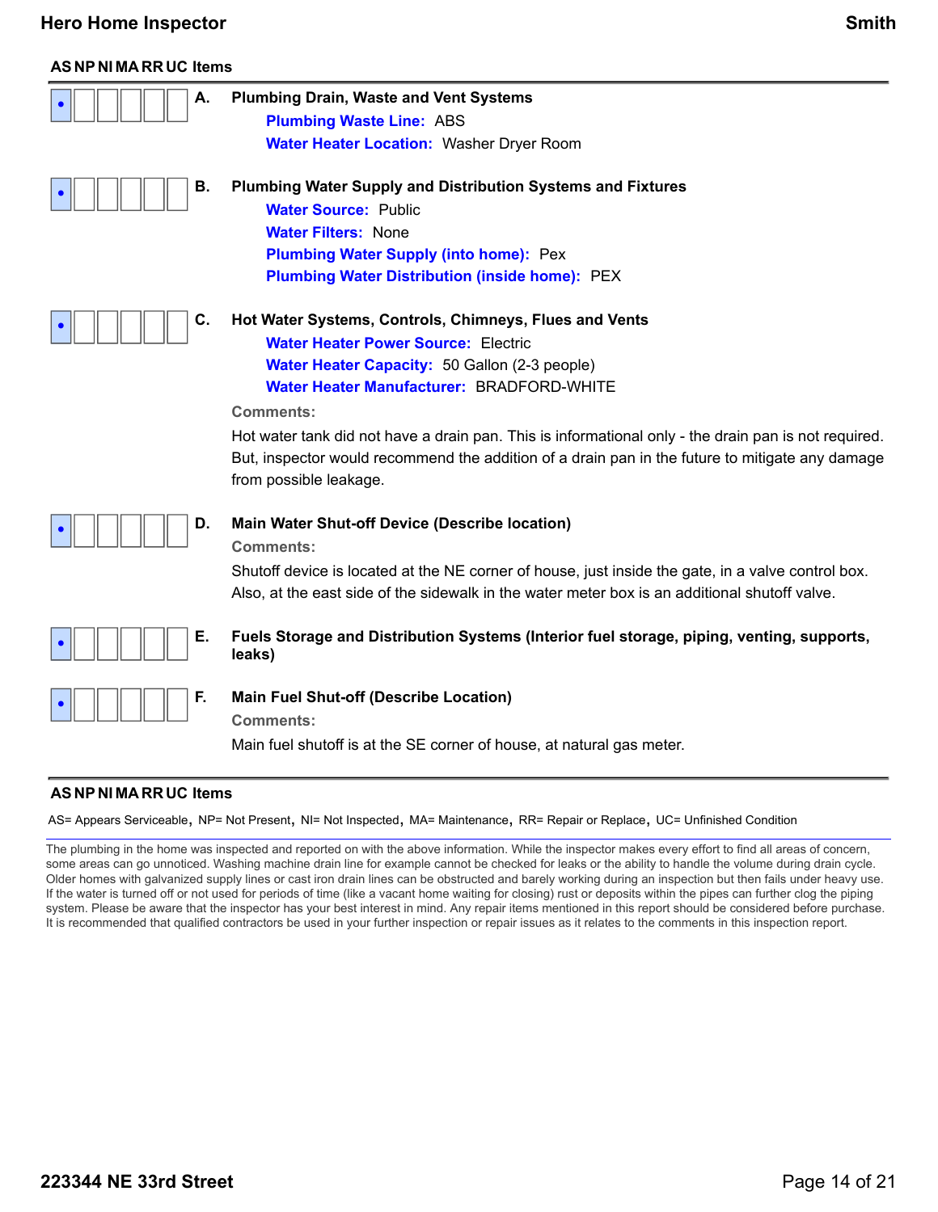**AS NP NI MA RR UC Items**

| AS | NP | NI | MA | RR | UC | Items |
|---|---|---|---|---|---|---|
| • | | | | | | **A. Plumbing Drain, Waste and Vent Systems** |
| • | | | | | | **B. Plumbing Water Supply and Distribution Systems and Fixtures** |
| • | | | | | | **C. Hot Water Systems, Controls, Chimneys, Flues and Vents** |
| • | | | | | | **D. Main Water Shut-off Device (Describe location)** |
| • | | | | | | **E. Fuels Storage and Distribution Systems (Interior fuel storage, piping, venting, supports, leaks)** |
| • | | | | | | **F. Main Fuel Shut-off (Describe Location)** |

### A. Plumbing Drain, Waste and Vent Systems

**Plumbing Waste Line:** ABS

**Water Heater Location:** Washer Dryer Room

### B. Plumbing Water Supply and Distribution Systems and Fixtures

**Water Source:** Public

**Water Filters:** None

**Plumbing Water Supply (into home):** Pex

**Plumbing Water Distribution (inside home):** PEX

### C. Hot Water Systems, Controls, Chimneys, Flues and Vents

**Water Heater Power Source:** Electric

**Water Heater Capacity:** 50 Gallon (2-3 people)

**Water Heater Manufacturer:** BRADFORD-WHITE

**Comments:**

Hot water tank did not have a drain pan. This is informational only - the drain pan is not required. But, inspector would recommend the addition of a drain pan in the future to mitigate any damage from possible leakage.

### D. Main Water Shut-off Device (Describe location)

**Comments:**

Shutoff device is located at the NE corner of house, just inside the gate, in a valve control box. Also, at the east side of the sidewalk in the water meter box is an additional shutoff valve.

### E. Fuels Storage and Distribution Systems (Interior fuel storage, piping, venting, supports, leaks)

### F. Main Fuel Shut-off (Describe Location)

**Comments:**

Main fuel shutoff is at the SE corner of house, at natural gas meter.

**AS NP NI MA RR UC Items**

AS= Appears Serviceable, NP= Not Present, NI= Not Inspected, MA= Maintenance, RR= Repair or Replace, UC= Unfinished Condition

The plumbing in the home was inspected and reported on with the above information. While the inspector makes every effort to find all areas of concern, some areas can go unnoticed. Washing machine drain line for example cannot be checked for leaks or the ability to handle the volume during drain cycle. Older homes with galvanized supply lines or cast iron drain lines can be obstructed and barely working during an inspection but then fails under heavy use. If the water is turned off or not used for periods of time (like a vacant home waiting for closing) rust or deposits within the pipes can further clog the piping system. Please be aware that the inspector has your best interest in mind. Any repair items mentioned in this report should be considered before purchase. It is recommended that qualified contractors be used in your further inspection or repair issues as it relates to the comments in this inspection report.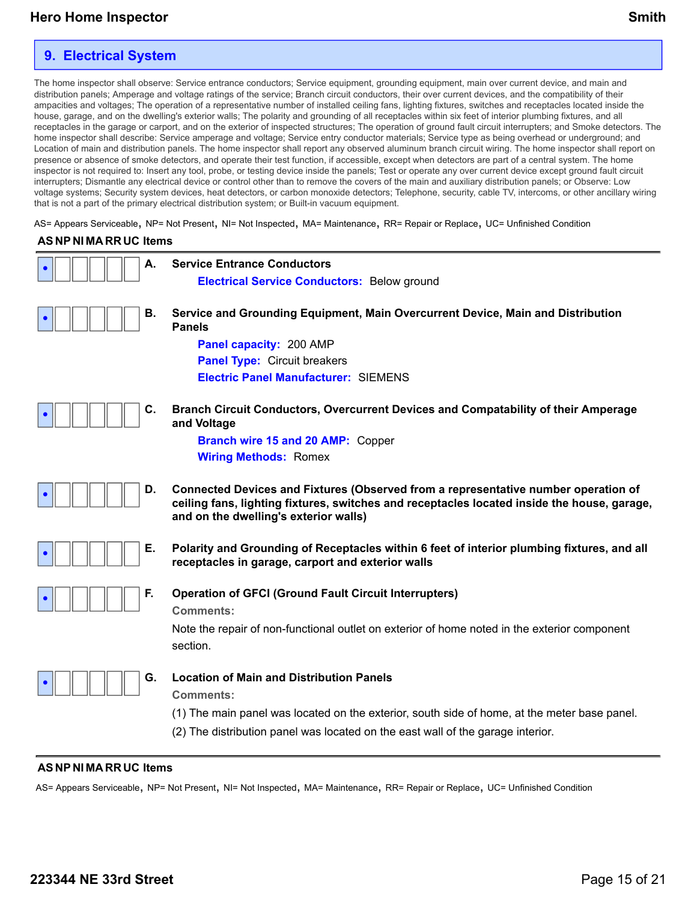## 9. Electrical System

The home inspector shall observe: Service entrance conductors; Service equipment, grounding equipment, main over current device, and main and distribution panels; Amperage and voltage ratings of the service; Branch circuit conductors, their over current devices, and the compatibility of their ampacities and voltages; The operation of a representative number of installed ceiling fans, lighting fixtures, switches and receptacles located inside the house, garage, and on the dwelling's exterior walls; The polarity and grounding of all receptacles within six feet of interior plumbing fixtures, and all receptacles in the garage or carport, and on the exterior of inspected structures; The operation of ground fault circuit interrupters; and Smoke detectors. The home inspector shall describe: Service amperage and voltage; Service entry conductor materials; Service type as being overhead or underground; and Location of main and distribution panels. The home inspector shall report any observed aluminum branch circuit wiring. The home inspector shall report on presence or absence of smoke detectors, and operate their test function, if accessible, except when detectors are part of a central system. The home inspector is not required to: Insert any tool, probe, or testing device inside the panels; Test or operate any over current device except ground fault circuit interrupters; Dismantle any electrical device or control other than to remove the covers of the main and auxiliary distribution panels; or Observe: Low voltage systems; Security system devices, heat detectors, or carbon monoxide detectors; Telephone, security, cable TV, intercoms, or other ancillary wiring that is not a part of the primary electrical distribution system; or Built-in vacuum equipment.

AS= Appears Serviceable, NP= Not Present, NI= Not Inspected, MA= Maintenance, RR= Repair or Replace, UC= Unfinished Condition

| AS | NP | NI | MA | RR | UC | Items |
|---|---|---|---|---|---|---|
| • | | | | | | **A. Service Entrance Conductors**<br>**Electrical Service Conductors:** Below ground |
| • | | | | | | **B. Service and Grounding Equipment, Main Overcurrent Device, Main and Distribution Panels**<br>**Panel capacity:** 200 AMP<br>**Panel Type:** Circuit breakers<br>**Electric Panel Manufacturer:** SIEMENS |
| • | | | | | | **C. Branch Circuit Conductors, Overcurrent Devices and Compatability of their Amperage and Voltage**<br>**Branch wire 15 and 20 AMP:** Copper<br>**Wiring Methods:** Romex |
| • | | | | | | **D. Connected Devices and Fixtures (Observed from a representative number operation of ceiling fans, lighting fixtures, switches and receptacles located inside the house, garage, and on the dwelling's exterior walls)** |
| • | | | | | | **E. Polarity and Grounding of Receptacles within 6 feet of interior plumbing fixtures, and all receptacles in garage, carport and exterior walls** |
| • | | | | | | **F. Operation of GFCI (Ground Fault Circuit Interrupters)**<br>**Comments:**<br>Note the repair of non-functional outlet on exterior of home noted in the exterior component section. |
| • | | | | | | **G. Location of Main and Distribution Panels**<br>**Comments:**<br>(1) The main panel was located on the exterior, south side of home, at the meter base panel.<br>(2) The distribution panel was located on the east wall of the garage interior. |

AS NP NI MA RR UC Items

AS= Appears Serviceable, NP= Not Present, NI= Not Inspected, MA= Maintenance, RR= Repair or Replace, UC= Unfinished Condition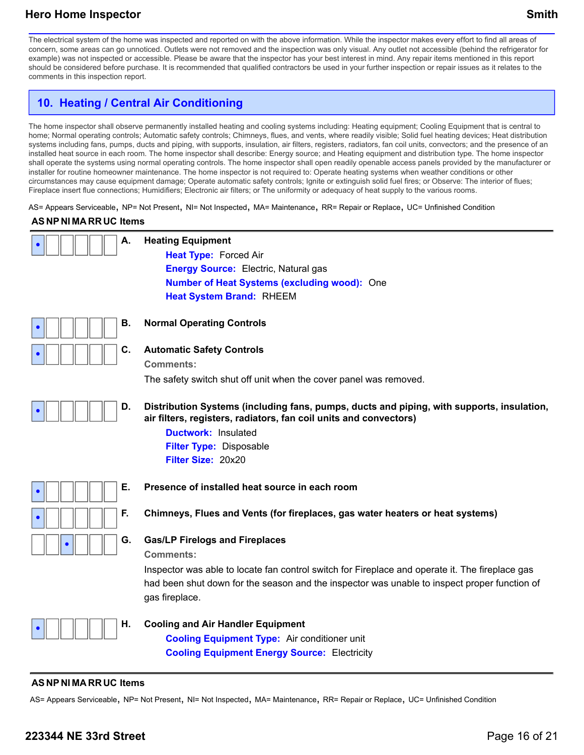The electrical system of the home was inspected and reported on with the above information. While the inspector makes every effort to find all areas of concern, some areas can go unnoticed. Outlets were not removed and the inspection was only visual. Any outlet not accessible (behind the refrigerator for example) was not inspected or accessible. Please be aware that the inspector has your best interest in mind. Any repair items mentioned in this report should be considered before purchase. It is recommended that qualified contractors be used in your further inspection or repair issues as it relates to the comments in this inspection report.

## 10. Heating / Central Air Conditioning

The home inspector shall observe permanently installed heating and cooling systems including: Heating equipment; Cooling Equipment that is central to home; Normal operating controls; Automatic safety controls; Chimneys, flues, and vents, where readily visible; Solid fuel heating devices; Heat distribution systems including fans, pumps, ducts and piping, with supports, insulation, air filters, registers, radiators, fan coil units, convectors; and the presence of an installed heat source in each room. The home inspector shall describe: Energy source; and Heating equipment and distribution type. The home inspector shall operate the systems using normal operating controls. The home inspector shall open readily openable access panels provided by the manufacturer or installer for routine homeowner maintenance. The home inspector is not required to: Operate heating systems when weather conditions or other circumstances may cause equipment damage; Operate automatic safety controls; Ignite or extinguish solid fuel fires; or Observe: The interior of flues; Fireplace insert flue connections; Humidifiers; Electronic air filters; or The uniformity or adequacy of heat supply to the various rooms.

AS= Appears Serviceable, NP= Not Present, NI= Not Inspected, MA= Maintenance, RR= Repair or Replace, UC= Unfinished Condition

| AS | NP | NI | MA | RR | UC | Items |
|---|---|---|---|---|---|---|
| • | | | | | | **A. Heating Equipment** |
| • | | | | | | **B. Normal Operating Controls** |
| • | | | | | | **C. Automatic Safety Controls** |
| • | | | | | | **D. Distribution Systems (including fans, pumps, ducts and piping, with supports, insulation, air filters, registers, radiators, fan coil units and convectors)** |
| • | | | | | | **E. Presence of installed heat source in each room** |
| • | | | | | | **F. Chimneys, Flues and Vents (for fireplaces, gas water heaters or heat systems)** |
| | | • | | | | **G. Gas/LP Firelogs and Fireplaces** |
| • | | | | | | **H. Cooling and Air Handler Equipment** |

**A. Heating Equipment**

- **Heat Type:** Forced Air
- **Energy Source:** Electric, Natural gas
- **Number of Heat Systems (excluding wood):** One
- **Heat System Brand:** RHEEM

**C. Automatic Safety Controls**

**Comments:**

The safety switch shut off unit when the cover panel was removed.

**D. Distribution Systems**

- **Ductwork:** Insulated
- **Filter Type:** Disposable
- **Filter Size:** 20x20

**G. Gas/LP Firelogs and Fireplaces**

**Comments:**

Inspector was able to locate fan control switch for Fireplace and operate it. The fireplace gas had been shut down for the season and the inspector was unable to inspect proper function of gas fireplace.

**H. Cooling and Air Handler Equipment**

- **Cooling Equipment Type:** Air conditioner unit
- **Cooling Equipment Energy Source:** Electricity

AS= Appears Serviceable, NP= Not Present, NI= Not Inspected, MA= Maintenance, RR= Repair or Replace, UC= Unfinished Condition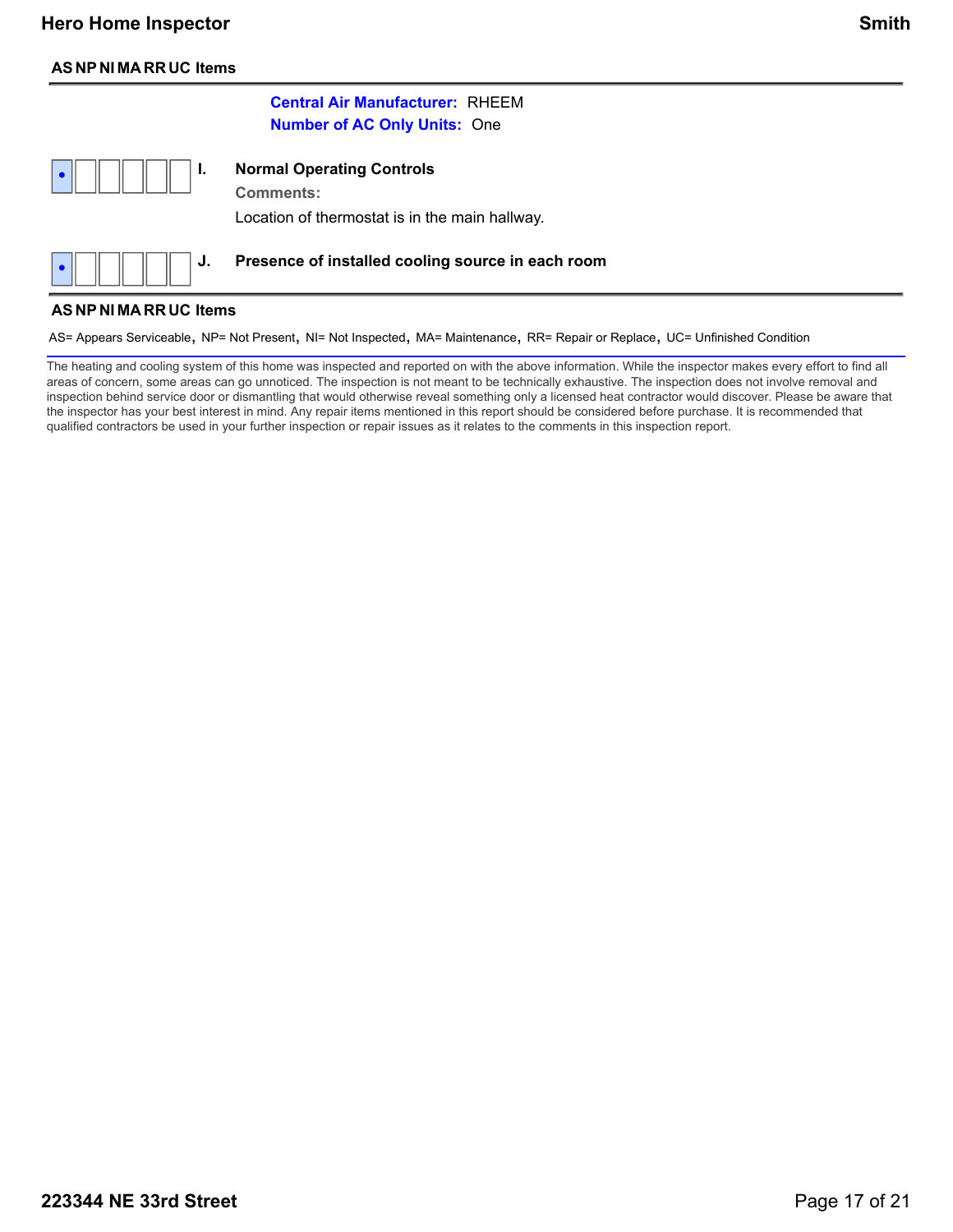**AS NP NI MA RR UC Items**

**Central Air Manufacturer:** RHEEM
**Number of AC Only Units:** One

| AS | NP | NI | MA | RR | UC | Items |
|---|---|---|---|---|---|---|
| • | | | | | | **I. Normal Operating Controls** |

**Comments:**

Location of thermostat is in the main hallway.

| AS | NP | NI | MA | RR | UC | Items |
|---|---|---|---|---|---|---|
| • | | | | | | **J. Presence of installed cooling source in each room** |

**AS NP NI MA RR UC Items**

AS= Appears Serviceable, NP= Not Present, NI= Not Inspected, MA= Maintenance, RR= Repair or Replace, UC= Unfinished Condition

The heating and cooling system of this home was inspected and reported on with the above information. While the inspector makes every effort to find all areas of concern, some areas can go unnoticed. The inspection is not meant to be technically exhaustive. The inspection does not involve removal and inspection behind service door or dismantling that would otherwise reveal something only a licensed heat contractor would discover. Please be aware that the inspector has your best interest in mind. Any repair items mentioned in this report should be considered before purchase. It is recommended that qualified contractors be used in your further inspection or repair issues as it relates to the comments in this inspection report.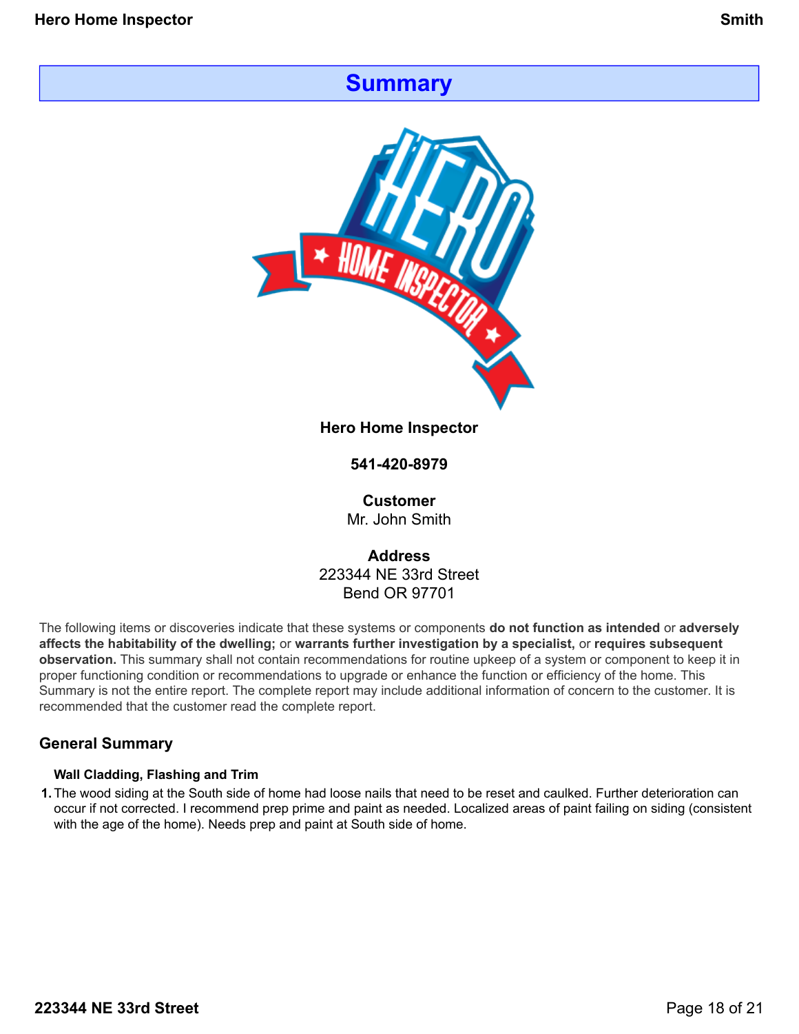# Summary

**Hero Home Inspector**

**541-420-8979**

**Customer**
Mr. John Smith

**Address**
223344 NE 33rd Street
Bend OR 97701

The following items or discoveries indicate that these systems or components **do not function as intended** or **adversely affects the habitability of the dwelling;** or **warrants further investigation by a specialist,** or **requires subsequent observation.** This summary shall not contain recommendations for routine upkeep of a system or component to keep it in proper functioning condition or recommendations to upgrade or enhance the function or efficiency of the home. This Summary is not the entire report. The complete report may include additional information of concern to the customer. It is recommended that the customer read the complete report.

## General Summary

### Wall Cladding, Flashing and Trim

1. The wood siding at the South side of home had loose nails that need to be reset and caulked. Further deterioration can occur if not corrected. I recommend prep prime and paint as needed. Localized areas of paint failing on siding (consistent with the age of the home). Needs prep and paint at South side of home.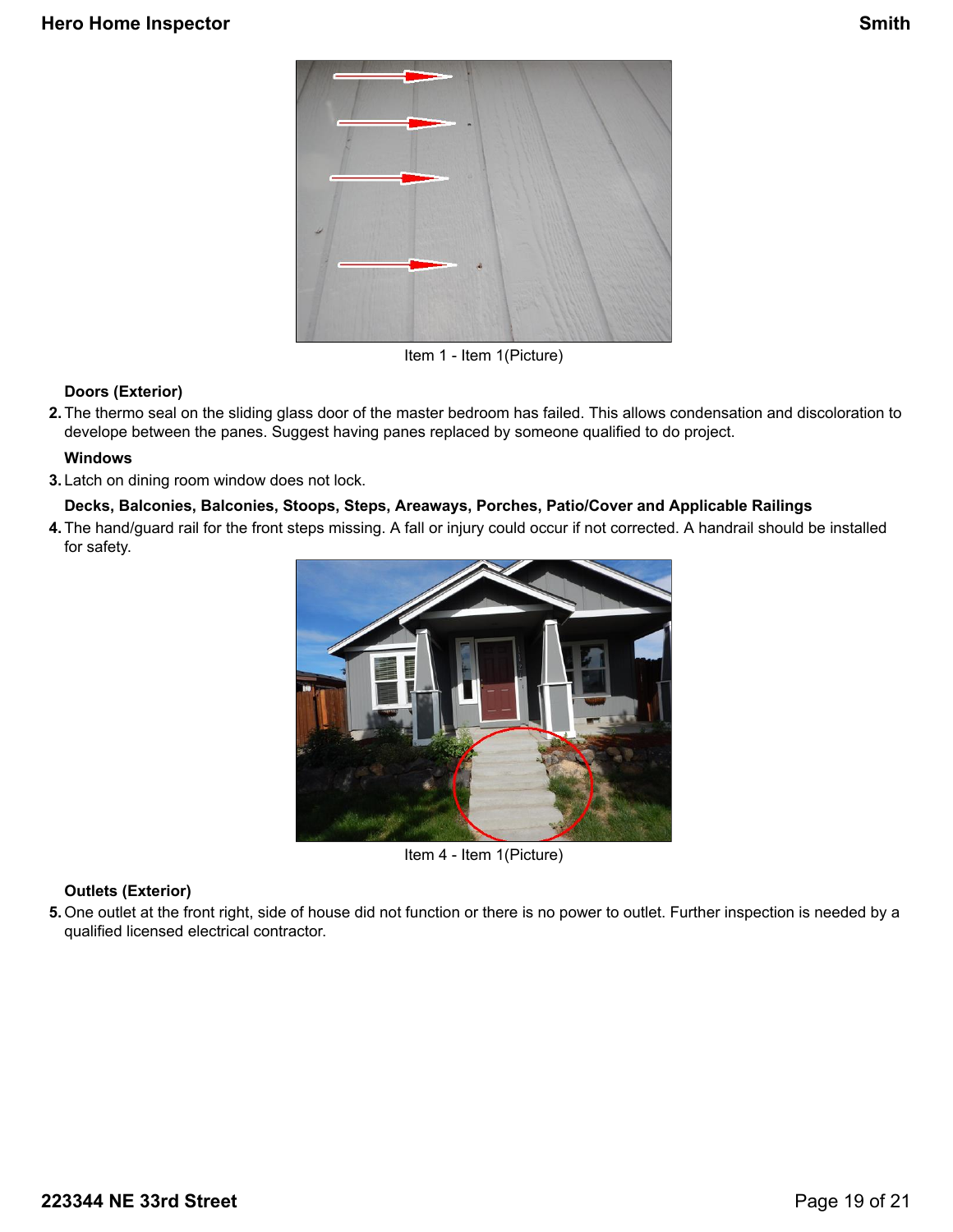Item 1 - Item 1(Picture)

**Doors (Exterior)**

2. The thermo seal on the sliding glass door of the master bedroom has failed. This allows condensation and discoloration to develope between the panes. Suggest having panes replaced by someone qualified to do project.

**Windows**

3. Latch on dining room window does not lock.

**Decks, Balconies, Balconies, Stoops, Steps, Areaways, Porches, Patio/Cover and Applicable Railings**

4. The hand/guard rail for the front steps missing. A fall or injury could occur if not corrected. A handrail should be installed for safety.

Item 4 - Item 1(Picture)

**Outlets (Exterior)**

5. One outlet at the front right, side of house did not function or there is no power to outlet. Further inspection is needed by a qualified licensed electrical contractor.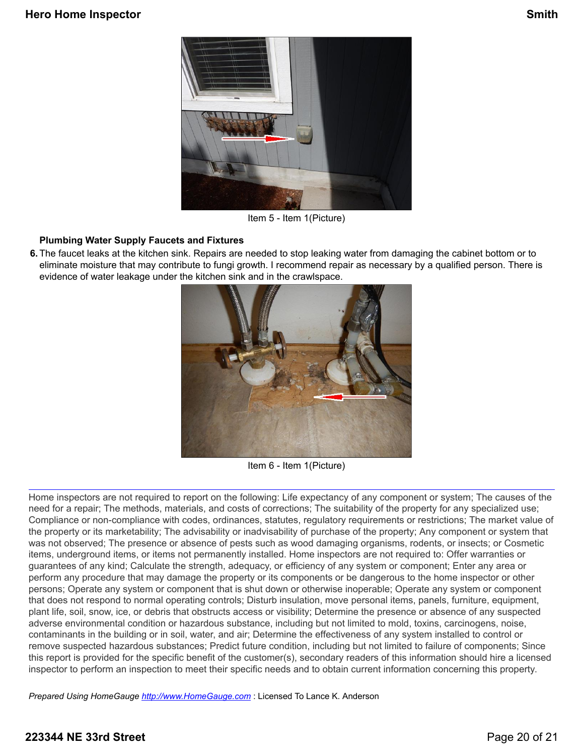Item 5 - Item 1(Picture)

**Plumbing Water Supply Faucets and Fixtures**

6. The faucet leaks at the kitchen sink. Repairs are needed to stop leaking water from damaging the cabinet bottom or to eliminate moisture that may contribute to fungi growth. I recommend repair as necessary by a qualified person. There is evidence of water leakage under the kitchen sink and in the crawlspace.

Item 6 - Item 1(Picture)

---

Home inspectors are not required to report on the following: Life expectancy of any component or system; The causes of the need for a repair; The methods, materials, and costs of corrections; The suitability of the property for any specialized use; Compliance or non-compliance with codes, ordinances, statutes, regulatory requirements or restrictions; The market value of the property or its marketability; The advisability or inadvisability of purchase of the property; Any component or system that was not observed; The presence or absence of pests such as wood damaging organisms, rodents, or insects; or Cosmetic items, underground items, or items not permanently installed. Home inspectors are not required to: Offer warranties or guarantees of any kind; Calculate the strength, adequacy, or efficiency of any system or component; Enter any area or perform any procedure that may damage the property or its components or be dangerous to the home inspector or other persons; Operate any system or component that is shut down or otherwise inoperable; Operate any system or component that does not respond to normal operating controls; Disturb insulation, move personal items, panels, furniture, equipment, plant life, soil, snow, ice, or debris that obstructs access or visibility; Determine the presence or absence of any suspected adverse environmental condition or hazardous substance, including but not limited to mold, toxins, carcinogens, noise, contaminants in the building or in soil, water, and air; Determine the effectiveness of any system installed to control or remove suspected hazardous substances; Predict future condition, including but not limited to failure of components; Since this report is provided for the specific benefit of the customer(s), secondary readers of this information should hire a licensed inspector to perform an inspection to meet their specific needs and to obtain current information concerning this property.

*Prepared Using HomeGauge* [*http://www.HomeGauge.com*](http://www.HomeGauge.com) : Licensed To Lance K. Anderson